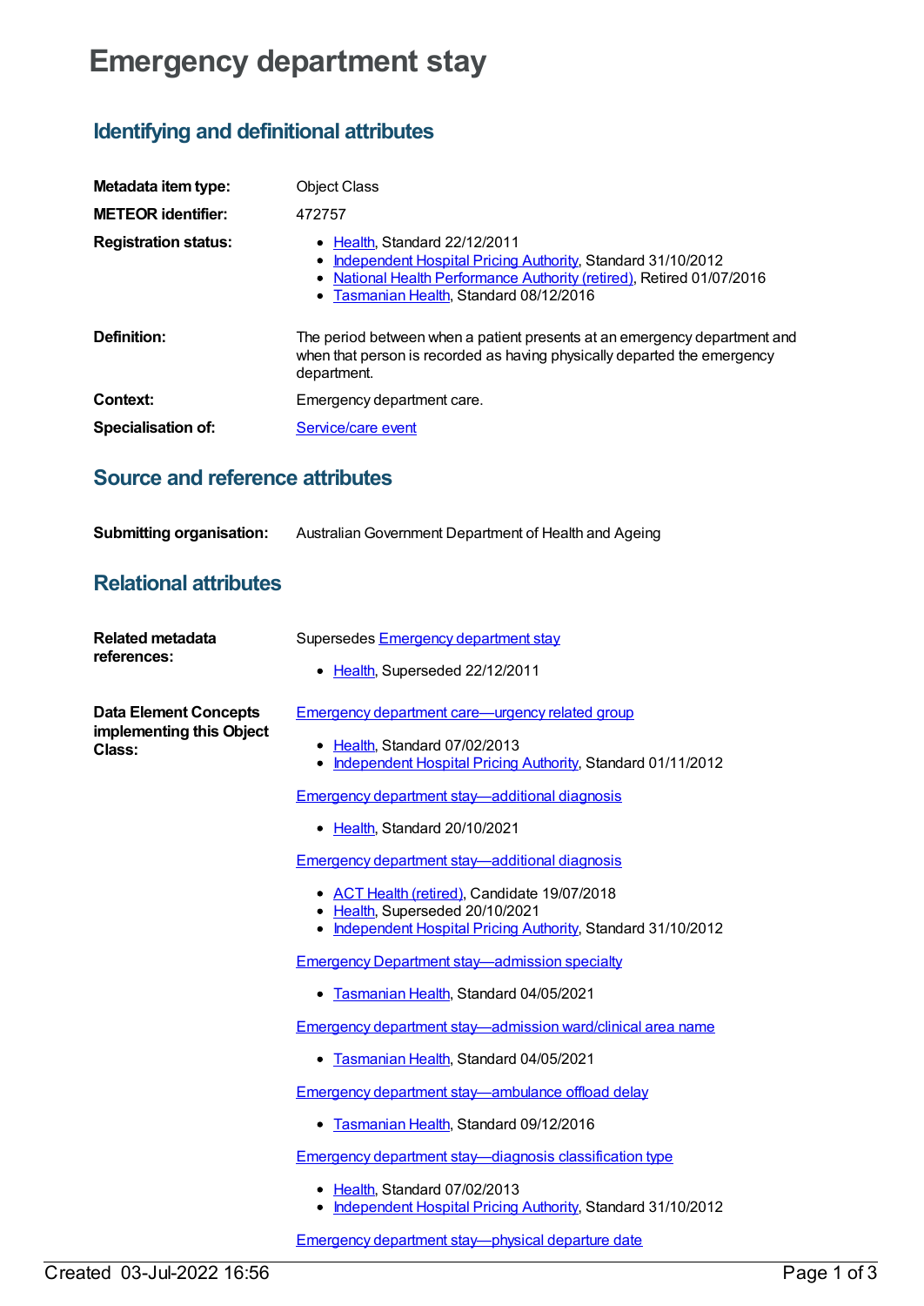# Emergency department stay

## Identifying and definitional attributes

**Metadata item type:** Object Class

**METEOR identifier:** 472757

**Registration status:**

- Health, Standard 22/12/2011
- Independent Hospital Pricing Authority, Standard 31/10/2012
- National Health Performance Authority (retired), Retired 01/07/2016
- Tasmanian Health, Standard 08/12/2016

**Definition:** The period between when a patient presents at an emergency department and when that person is recorded as having physically departed the emergency department.

**Context:** Emergency department care.

**Specialisation of:** Service/care event

## Source and reference attributes

**Submitting organisation:** Australian Government Department of Health and Ageing

## Relational attributes

**Related metadata references:**

Supersedes Emergency department stay

- Health, Superseded 22/12/2011

**Data Element Concepts implementing this Object Class:**

Emergency department care—urgency related group

- Health, Standard 07/02/2013
- Independent Hospital Pricing Authority, Standard 01/11/2012

Emergency department stay—additional diagnosis

- Health, Standard 20/10/2021

Emergency department stay—additional diagnosis

- ACT Health (retired), Candidate 19/07/2018
- Health, Superseded 20/10/2021
- Independent Hospital Pricing Authority, Standard 31/10/2012

Emergency Department stay—admission specialty

- Tasmanian Health, Standard 04/05/2021

Emergency department stay—admission ward/clinical area name

- Tasmanian Health, Standard 04/05/2021

Emergency department stay—ambulance offload delay

- Tasmanian Health, Standard 09/12/2016

Emergency department stay—diagnosis classification type

- Health, Standard 07/02/2013
- Independent Hospital Pricing Authority, Standard 31/10/2012

Emergency department stay—physical departure date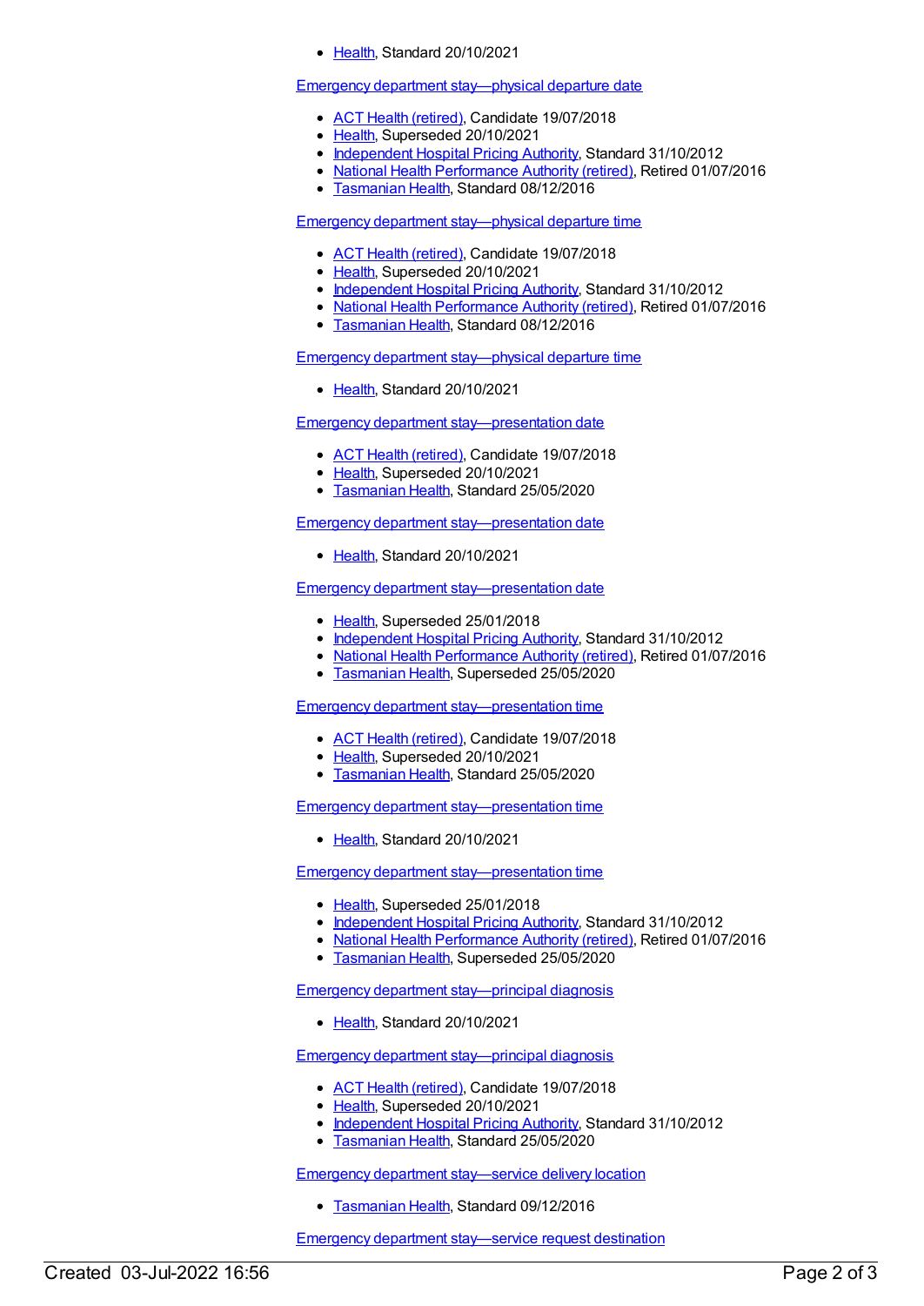- Health, Standard 20/10/2021

Emergency department stay—physical departure date

- ACT Health (retired), Candidate 19/07/2018
- Health, Superseded 20/10/2021
- Independent Hospital Pricing Authority, Standard 31/10/2012
- National Health Performance Authority (retired), Retired 01/07/2016
- Tasmanian Health, Standard 08/12/2016

Emergency department stay—physical departure time

- ACT Health (retired), Candidate 19/07/2018
- Health, Superseded 20/10/2021
- Independent Hospital Pricing Authority, Standard 31/10/2012
- National Health Performance Authority (retired), Retired 01/07/2016
- Tasmanian Health, Standard 08/12/2016

Emergency department stay—physical departure time

- Health, Standard 20/10/2021

Emergency department stay—presentation date

- ACT Health (retired), Candidate 19/07/2018
- Health, Superseded 20/10/2021
- Tasmanian Health, Standard 25/05/2020

Emergency department stay—presentation date

- Health, Standard 20/10/2021

Emergency department stay—presentation date

- Health, Superseded 25/01/2018
- Independent Hospital Pricing Authority, Standard 31/10/2012
- National Health Performance Authority (retired), Retired 01/07/2016
- Tasmanian Health, Superseded 25/05/2020

Emergency department stay—presentation time

- ACT Health (retired), Candidate 19/07/2018
- Health, Superseded 20/10/2021
- Tasmanian Health, Standard 25/05/2020

Emergency department stay—presentation time

- Health, Standard 20/10/2021

Emergency department stay—presentation time

- Health, Superseded 25/01/2018
- Independent Hospital Pricing Authority, Standard 31/10/2012
- National Health Performance Authority (retired), Retired 01/07/2016
- Tasmanian Health, Superseded 25/05/2020

Emergency department stay—principal diagnosis

- Health, Standard 20/10/2021

Emergency department stay—principal diagnosis

- ACT Health (retired), Candidate 19/07/2018
- Health, Superseded 20/10/2021
- Independent Hospital Pricing Authority, Standard 31/10/2012
- Tasmanian Health, Standard 25/05/2020

Emergency department stay—service delivery location

- Tasmanian Health, Standard 09/12/2016

Emergency department stay—service request destination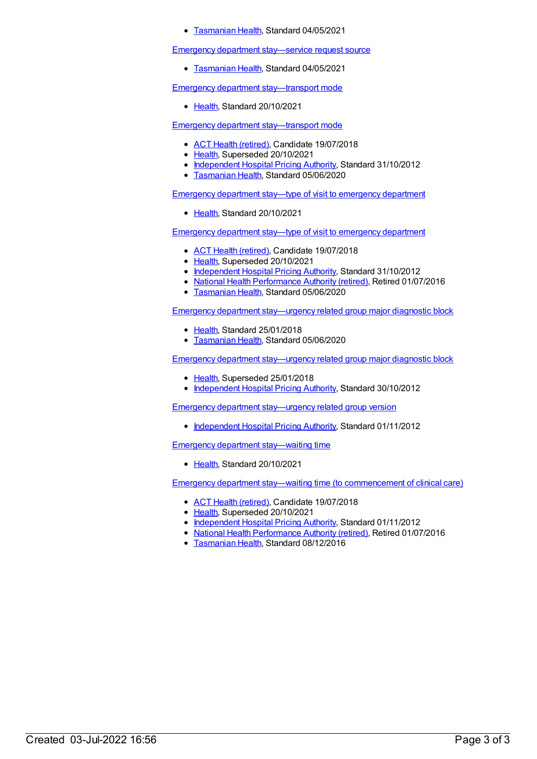- Tasmanian Health, Standard 04/05/2021

Emergency department stay—service request source

- Tasmanian Health, Standard 04/05/2021

Emergency department stay—transport mode

- Health, Standard 20/10/2021

Emergency department stay—transport mode

- ACT Health (retired), Candidate 19/07/2018
- Health, Superseded 20/10/2021
- Independent Hospital Pricing Authority, Standard 31/10/2012
- Tasmanian Health, Standard 05/06/2020

Emergency department stay—type of visit to emergency department

- Health, Standard 20/10/2021

Emergency department stay—type of visit to emergency department

- ACT Health (retired), Candidate 19/07/2018
- Health, Superseded 20/10/2021
- Independent Hospital Pricing Authority, Standard 31/10/2012
- National Health Performance Authority (retired), Retired 01/07/2016
- Tasmanian Health, Standard 05/06/2020

Emergency department stay—urgency related group major diagnostic block

- Health, Standard 25/01/2018
- Tasmanian Health, Standard 05/06/2020

Emergency department stay—urgency related group major diagnostic block

- Health, Superseded 25/01/2018
- Independent Hospital Pricing Authority, Standard 30/10/2012

Emergency department stay—urgency related group version

- Independent Hospital Pricing Authority, Standard 01/11/2012

Emergency department stay—waiting time

- Health, Standard 20/10/2021

Emergency department stay—waiting time (to commencement of clinical care)

- ACT Health (retired), Candidate 19/07/2018
- Health, Superseded 20/10/2021
- Independent Hospital Pricing Authority, Standard 01/11/2012
- National Health Performance Authority (retired), Retired 01/07/2016
- Tasmanian Health, Standard 08/12/2016